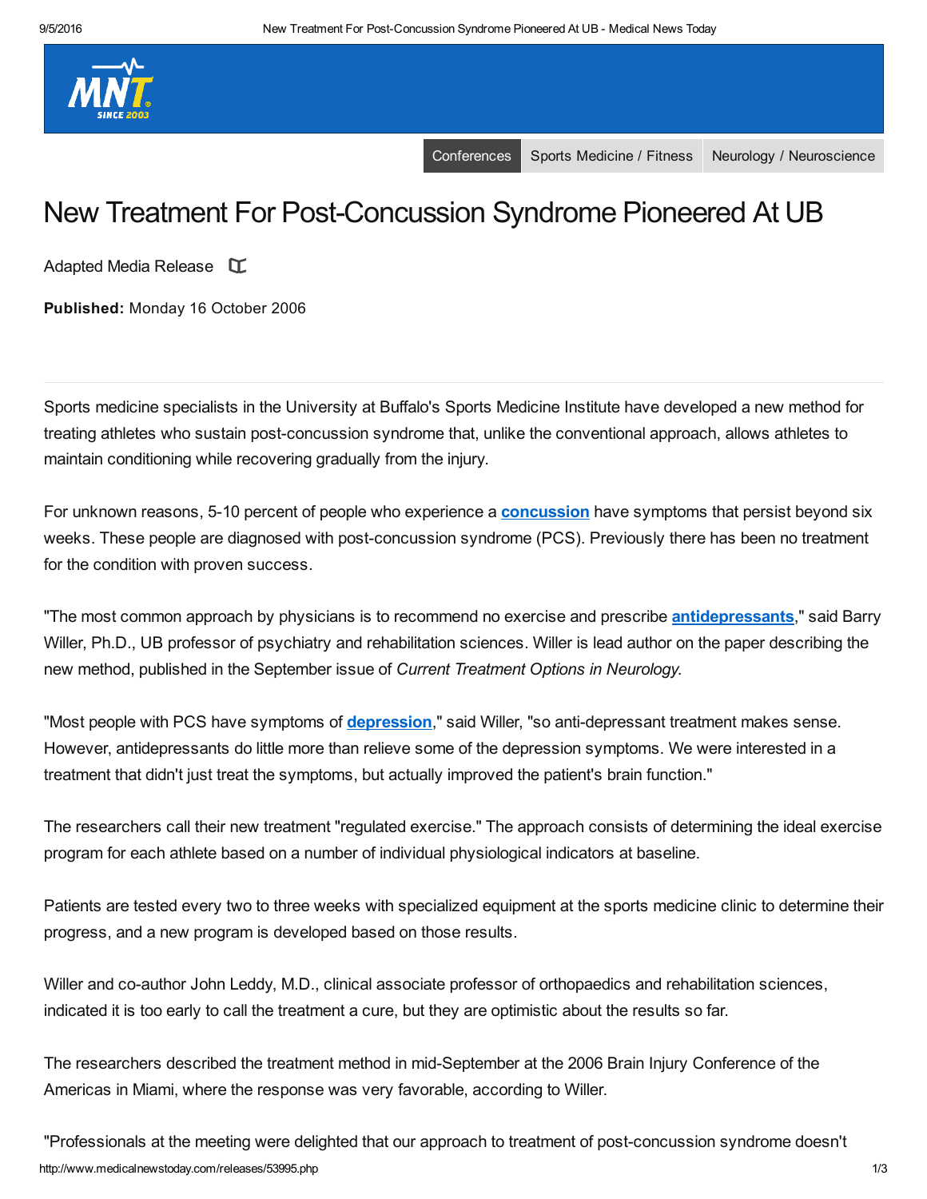Conferences | Sports Medicine / Fitness | Neurology / Neuroscience

# New Treatment For Post-Concussion Syndrome Pioneered At UB

Adapted Media Release

**Published:** Monday 16 October 2006

Sports medicine specialists in the University at Buffalo's Sports Medicine Institute have developed a new method for treating athletes who sustain post-concussion syndrome that, unlike the conventional approach, allows athletes to maintain conditioning while recovering gradually from the injury.

For unknown reasons, 5-10 percent of people who experience a **concussion** have symptoms that persist beyond six weeks. These people are diagnosed with post-concussion syndrome (PCS). Previously there has been no treatment for the condition with proven success.

"The most common approach by physicians is to recommend no exercise and prescribe **antidepressants**," said Barry Willer, Ph.D., UB professor of psychiatry and rehabilitation sciences. Willer is lead author on the paper describing the new method, published in the September issue of *Current Treatment Options in Neurology*.

"Most people with PCS have symptoms of **depression**," said Willer, "so anti-depressant treatment makes sense. However, antidepressants do little more than relieve some of the depression symptoms. We were interested in a treatment that didn't just treat the symptoms, but actually improved the patient's brain function."

The researchers call their new treatment "regulated exercise." The approach consists of determining the ideal exercise program for each athlete based on a number of individual physiological indicators at baseline.

Patients are tested every two to three weeks with specialized equipment at the sports medicine clinic to determine their progress, and a new program is developed based on those results.

Willer and co-author John Leddy, M.D., clinical associate professor of orthopaedics and rehabilitation sciences, indicated it is too early to call the treatment a cure, but they are optimistic about the results so far.

The researchers described the treatment method in mid-September at the 2006 Brain Injury Conference of the Americas in Miami, where the response was very favorable, according to Willer.

"Professionals at the meeting were delighted that our approach to treatment of post-concussion syndrome doesn't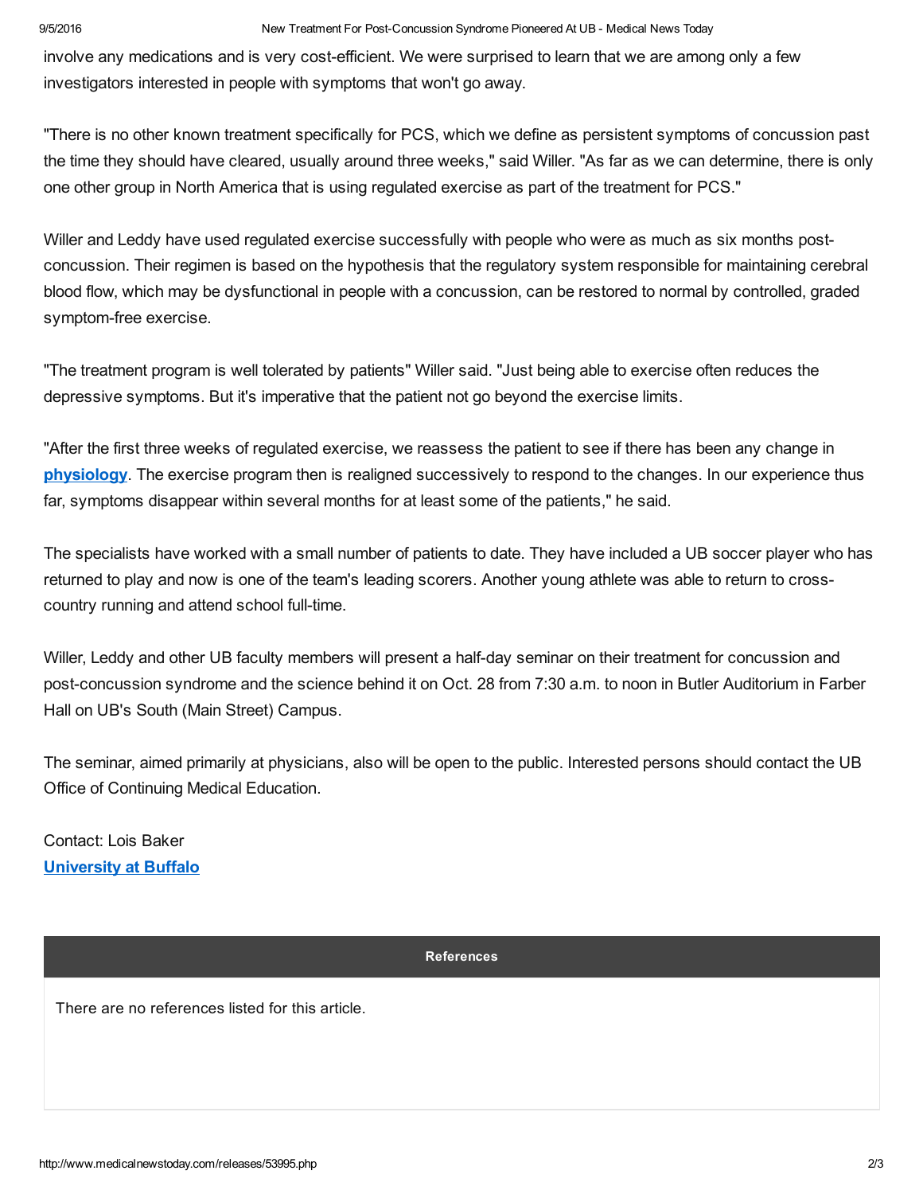involve any medications and is very cost-efficient. We were surprised to learn that we are among only a few investigators interested in people with symptoms that won't go away.

"There is no other known treatment specifically for PCS, which we define as persistent symptoms of concussion past the time they should have cleared, usually around three weeks," said Willer. "As far as we can determine, there is only one other group in North America that is using regulated exercise as part of the treatment for PCS."

Willer and Leddy have used regulated exercise successfully with people who were as much as six months post-concussion. Their regimen is based on the hypothesis that the regulatory system responsible for maintaining cerebral blood flow, which may be dysfunctional in people with a concussion, can be restored to normal by controlled, graded symptom-free exercise.

"The treatment program is well tolerated by patients" Willer said. "Just being able to exercise often reduces the depressive symptoms. But it's imperative that the patient not go beyond the exercise limits.

"After the first three weeks of regulated exercise, we reassess the patient to see if there has been any change in **physiology**. The exercise program then is realigned successively to respond to the changes. In our experience thus far, symptoms disappear within several months for at least some of the patients," he said.

The specialists have worked with a small number of patients to date. They have included a UB soccer player who has returned to play and now is one of the team's leading scorers. Another young athlete was able to return to cross-country running and attend school full-time.

Willer, Leddy and other UB faculty members will present a half-day seminar on their treatment for concussion and post-concussion syndrome and the science behind it on Oct. 28 from 7:30 a.m. to noon in Butler Auditorium in Farber Hall on UB's South (Main Street) Campus.

The seminar, aimed primarily at physicians, also will be open to the public. Interested persons should contact the UB Office of Continuing Medical Education.

Contact: Lois Baker
**University at Buffalo**

**References**

There are no references listed for this article.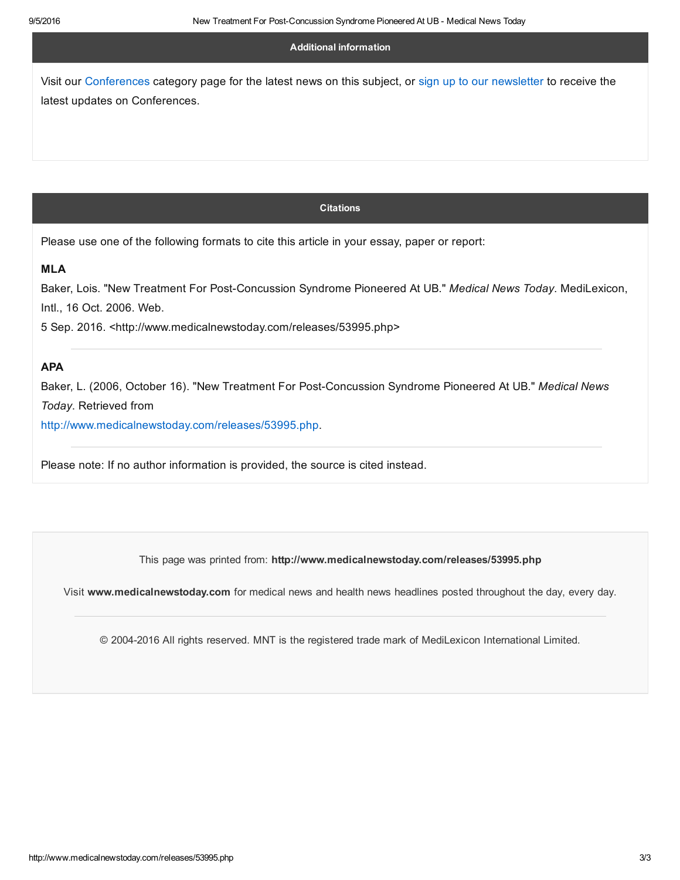## Additional information

Visit our Conferences category page for the latest news on this subject, or sign up to our newsletter to receive the latest updates on Conferences.

## Citations

Please use one of the following formats to cite this article in your essay, paper or report:

**MLA**

Baker, Lois. "New Treatment For Post-Concussion Syndrome Pioneered At UB." *Medical News Today*. MediLexicon, Intl., 16 Oct. 2006. Web.
5 Sep. 2016. <http://www.medicalnewstoday.com/releases/53995.php>

---

**APA**

Baker, L. (2006, October 16). "New Treatment For Post-Concussion Syndrome Pioneered At UB." *Medical News Today*. Retrieved from
http://www.medicalnewstoday.com/releases/53995.php.

---

Please note: If no author information is provided, the source is cited instead.

This page was printed from: **http://www.medicalnewstoday.com/releases/53995.php**

Visit **www.medicalnewstoday.com** for medical news and health news headlines posted throughout the day, every day.

---

© 2004-2016 All rights reserved. MNT is the registered trade mark of MediLexicon International Limited.